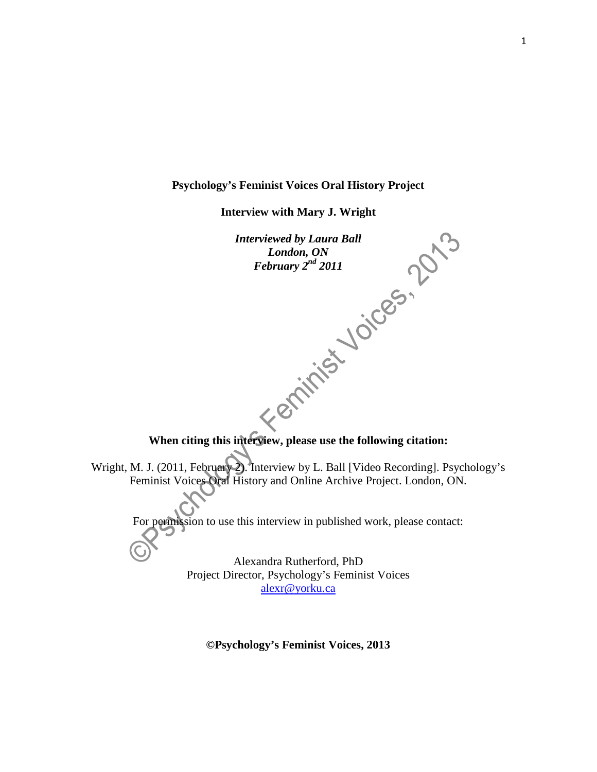**Psychology's Feminist Voices Oral History Project**

**Interview with Mary J. Wright**

***Interviewed by Laura Ball***
***London, ON***
***February 2nd 2011***

**When citing this interview, please use the following citation:**

Wright, M. J. (2011, February 2). Interview by L. Ball [Video Recording]. Psychology's Feminist Voices Oral History and Online Archive Project. London, ON.

For permission to use this interview in published work, please contact:

Alexandra Rutherford, PhD
Project Director, Psychology's Feminist Voices
alexr@yorku.ca

**©Psychology's Feminist Voices, 2013**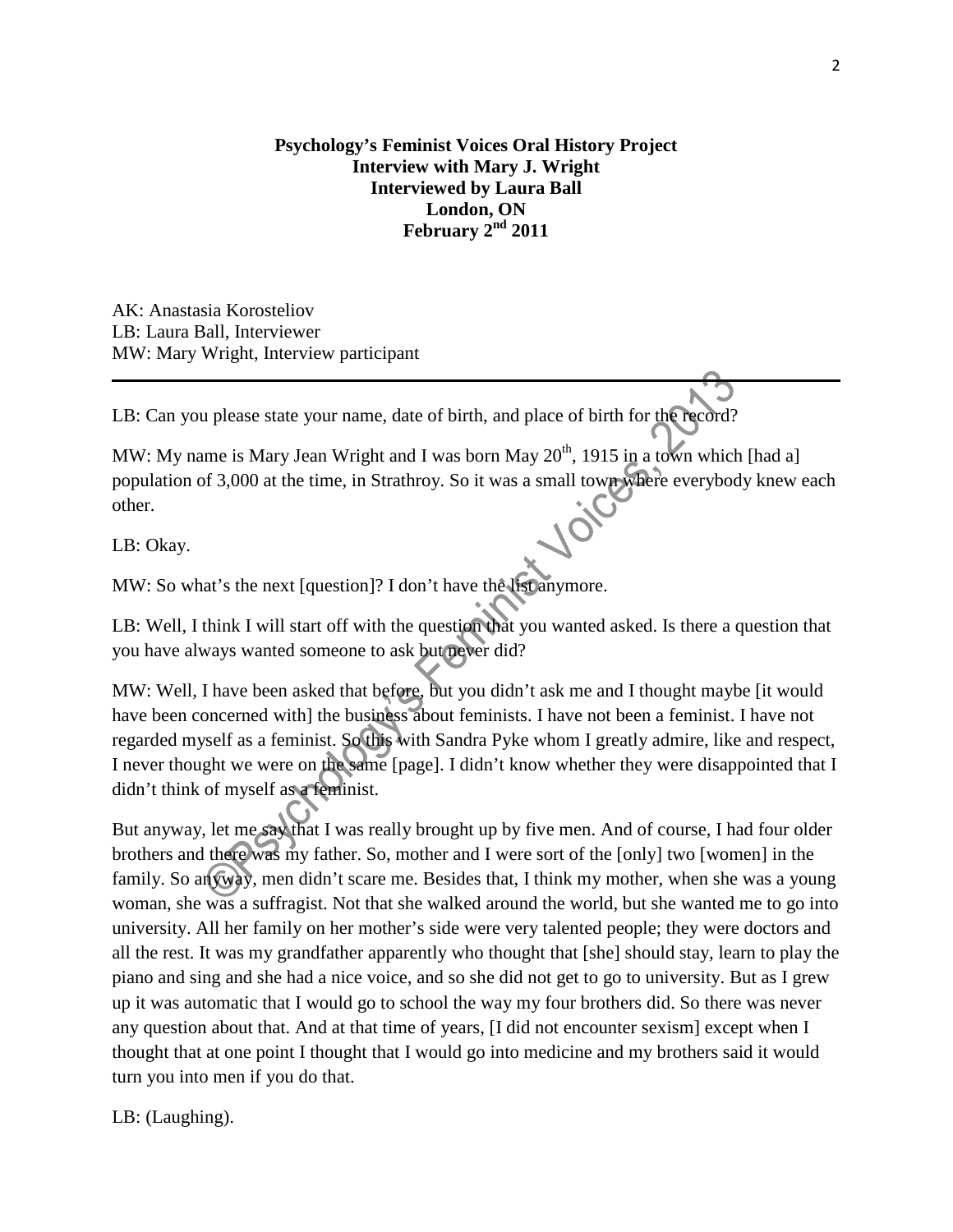**Psychology's Feminist Voices Oral History Project**
**Interview with Mary J. Wright**
**Interviewed by Laura Ball**
**London, ON**
**February 2nd 2011**

AK: Anastasia Korosteliov
LB: Laura Ball, Interviewer
MW: Mary Wright, Interview participant

---

LB: Can you please state your name, date of birth, and place of birth for the record?

MW: My name is Mary Jean Wright and I was born May 20th, 1915 in a town which [had a] population of 3,000 at the time, in Strathroy. So it was a small town where everybody knew each other.

LB: Okay.

MW: So what's the next [question]? I don't have the list anymore.

LB: Well, I think I will start off with the question that you wanted asked. Is there a question that you have always wanted someone to ask but never did?

MW: Well, I have been asked that before, but you didn't ask me and I thought maybe [it would have been concerned with] the business about feminists. I have not been a feminist. I have not regarded myself as a feminist. So this with Sandra Pyke whom I greatly admire, like and respect, I never thought we were on the same [page]. I didn't know whether they were disappointed that I didn't think of myself as a feminist.

But anyway, let me say that I was really brought up by five men. And of course, I had four older brothers and there was my father. So, mother and I were sort of the [only] two [women] in the family. So anyway, men didn't scare me. Besides that, I think my mother, when she was a young woman, she was a suffragist. Not that she walked around the world, but she wanted me to go into university. All her family on her mother's side were very talented people; they were doctors and all the rest. It was my grandfather apparently who thought that [she] should stay, learn to play the piano and sing and she had a nice voice, and so she did not get to go to university. But as I grew up it was automatic that I would go to school the way my four brothers did. So there was never any question about that. And at that time of years, [I did not encounter sexism] except when I thought that at one point I thought that I would go into medicine and my brothers said it would turn you into men if you do that.

LB: (Laughing).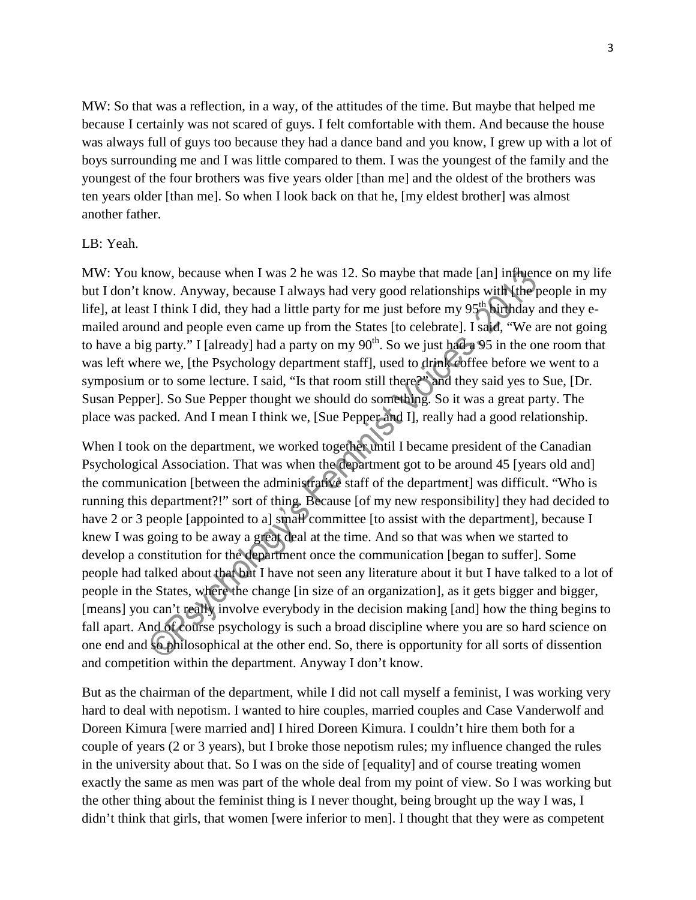MW: So that was a reflection, in a way, of the attitudes of the time. But maybe that helped me because I certainly was not scared of guys. I felt comfortable with them. And because the house was always full of guys too because they had a dance band and you know, I grew up with a lot of boys surrounding me and I was little compared to them. I was the youngest of the family and the youngest of the four brothers was five years older [than me] and the oldest of the brothers was ten years older [than me]. So when I look back on that he, [my eldest brother] was almost another father.

LB: Yeah.

MW: You know, because when I was 2 he was 12. So maybe that made [an] influence on my life but I don't know. Anyway, because I always had very good relationships with [the people in my life], at least I think I did, they had a little party for me just before my 95th birthday and they e-mailed around and people even came up from the States [to celebrate]. I said, "We are not going to have a big party." I [already] had a party on my 90th. So we just had a 95 in the one room that was left where we, [the Psychology department staff], used to drink coffee before we went to a symposium or to some lecture. I said, "Is that room still there?" and they said yes to Sue, [Dr. Susan Pepper]. So Sue Pepper thought we should do something. So it was a great party. The place was packed. And I mean I think we, [Sue Pepper and I], really had a good relationship.

When I took on the department, we worked together until I became president of the Canadian Psychological Association. That was when the department got to be around 45 [years old and] the communication [between the administrative staff of the department] was difficult. "Who is running this department?!" sort of thing. Because [of my new responsibility] they had decided to have 2 or 3 people [appointed to a] small committee [to assist with the department], because I knew I was going to be away a great deal at the time. And so that was when we started to develop a constitution for the department once the communication [began to suffer]. Some people had talked about that but I have not seen any literature about it but I have talked to a lot of people in the States, where the change [in size of an organization], as it gets bigger and bigger, [means] you can't really involve everybody in the decision making [and] how the thing begins to fall apart. And of course psychology is such a broad discipline where you are so hard science on one end and so philosophical at the other end. So, there is opportunity for all sorts of dissention and competition within the department. Anyway I don't know.

But as the chairman of the department, while I did not call myself a feminist, I was working very hard to deal with nepotism. I wanted to hire couples, married couples and Case Vanderwolf and Doreen Kimura [were married and] I hired Doreen Kimura. I couldn't hire them both for a couple of years (2 or 3 years), but I broke those nepotism rules; my influence changed the rules in the university about that. So I was on the side of [equality] and of course treating women exactly the same as men was part of the whole deal from my point of view. So I was working but the other thing about the feminist thing is I never thought, being brought up the way I was, I didn't think that girls, that women [were inferior to men]. I thought that they were as competent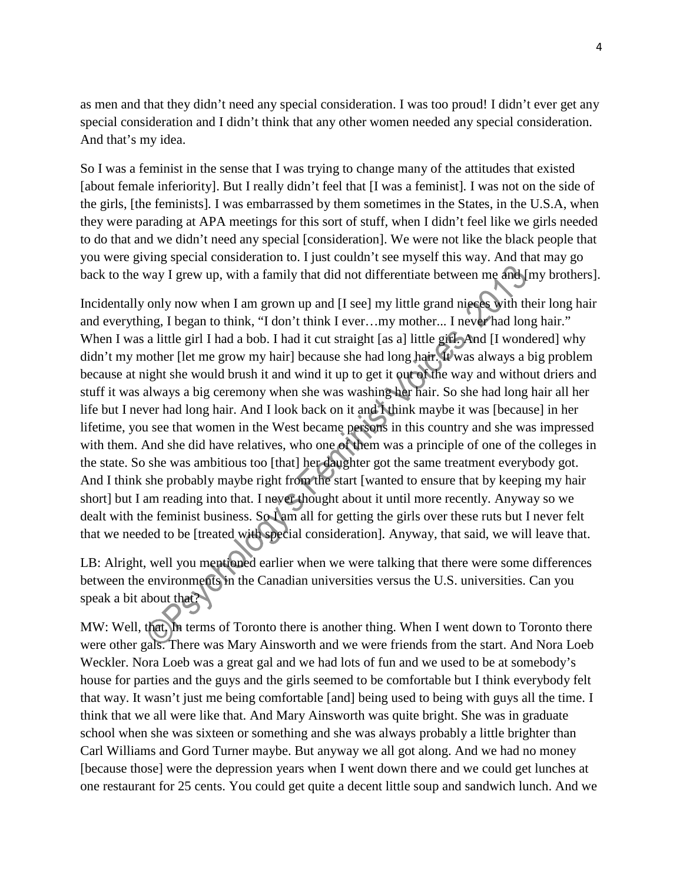as men and that they didn't need any special consideration. I was too proud! I didn't ever get any special consideration and I didn't think that any other women needed any special consideration. And that's my idea.

So I was a feminist in the sense that I was trying to change many of the attitudes that existed [about female inferiority]. But I really didn't feel that [I was a feminist]. I was not on the side of the girls, [the feminists]. I was embarrassed by them sometimes in the States, in the U.S.A, when they were parading at APA meetings for this sort of stuff, when I didn't feel like we girls needed to do that and we didn't need any special [consideration]. We were not like the black people that you were giving special consideration to. I just couldn't see myself this way. And that may go back to the way I grew up, with a family that did not differentiate between me and [my brothers].

Incidentally only now when I am grown up and [I see] my little grand nieces with their long hair and everything, I began to think, "I don't think I ever…my mother... I never had long hair." When I was a little girl I had a bob. I had it cut straight [as a] little girl. And [I wondered] why didn't my mother [let me grow my hair] because she had long hair. It was always a big problem because at night she would brush it and wind it up to get it out of the way and without driers and stuff it was always a big ceremony when she was washing her hair. So she had long hair all her life but I never had long hair. And I look back on it and I think maybe it was [because] in her lifetime, you see that women in the West became persons in this country and she was impressed with them. And she did have relatives, who one of them was a principle of one of the colleges in the state. So she was ambitious too [that] her daughter got the same treatment everybody got. And I think she probably maybe right from the start [wanted to ensure that by keeping my hair short] but I am reading into that. I never thought about it until more recently. Anyway so we dealt with the feminist business. So I am all for getting the girls over these ruts but I never felt that we needed to be [treated with special consideration]. Anyway, that said, we will leave that.

LB: Alright, well you mentioned earlier when we were talking that there were some differences between the environments in the Canadian universities versus the U.S. universities. Can you speak a bit about that?

MW: Well, that. In terms of Toronto there is another thing. When I went down to Toronto there were other gals. There was Mary Ainsworth and we were friends from the start. And Nora Loeb Weckler. Nora Loeb was a great gal and we had lots of fun and we used to be at somebody's house for parties and the guys and the girls seemed to be comfortable but I think everybody felt that way. It wasn't just me being comfortable [and] being used to being with guys all the time. I think that we all were like that. And Mary Ainsworth was quite bright. She was in graduate school when she was sixteen or something and she was always probably a little brighter than Carl Williams and Gord Turner maybe. But anyway we all got along. And we had no money [because those] were the depression years when I went down there and we could get lunches at one restaurant for 25 cents. You could get quite a decent little soup and sandwich lunch. And we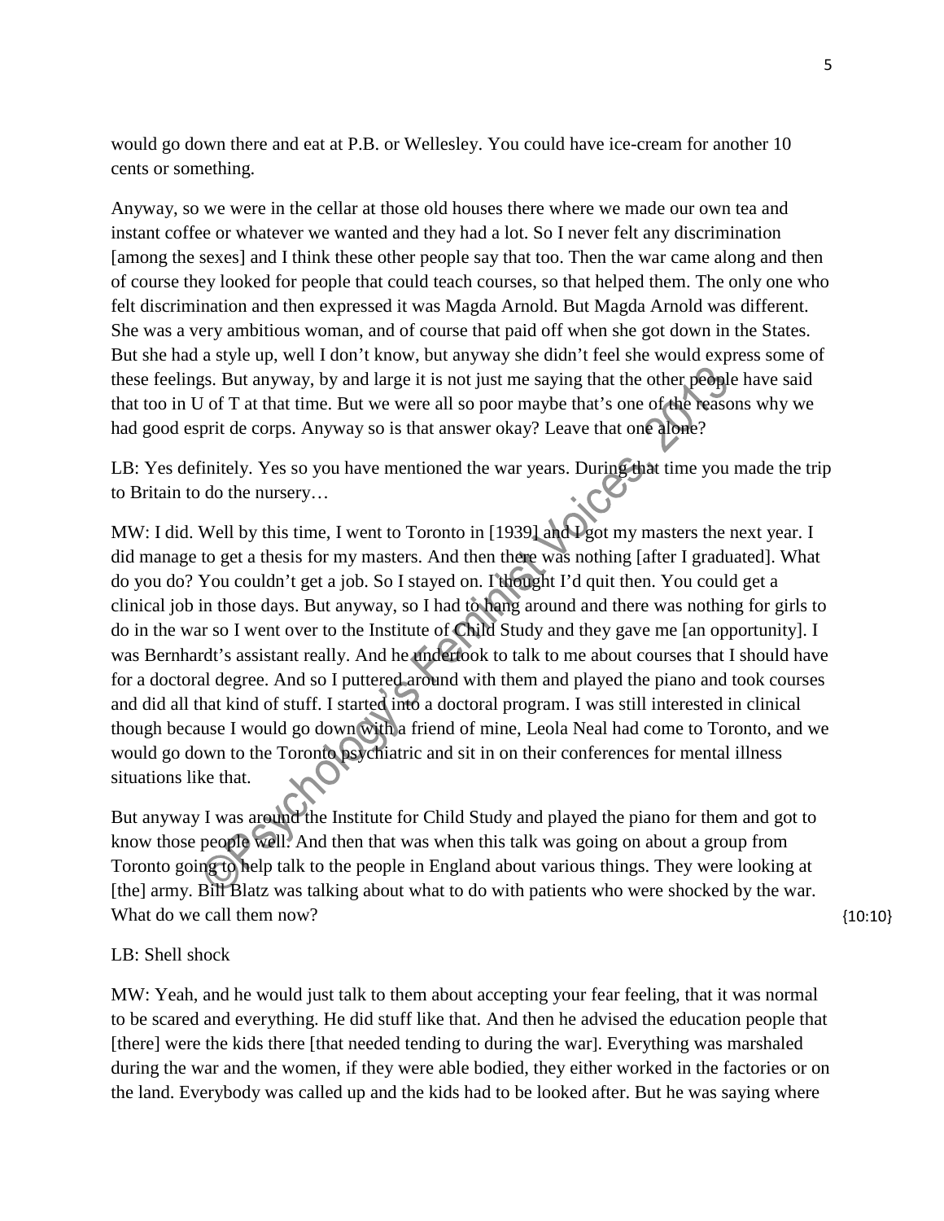would go down there and eat at P.B. or Wellesley. You could have ice-cream for another 10 cents or something.

Anyway, so we were in the cellar at those old houses there where we made our own tea and instant coffee or whatever we wanted and they had a lot. So I never felt any discrimination [among the sexes] and I think these other people say that too. Then the war came along and then of course they looked for people that could teach courses, so that helped them. The only one who felt discrimination and then expressed it was Magda Arnold. But Magda Arnold was different. She was a very ambitious woman, and of course that paid off when she got down in the States. But she had a style up, well I don't know, but anyway she didn't feel she would express some of these feelings. But anyway, by and large it is not just me saying that the other people have said that too in U of T at that time. But we were all so poor maybe that's one of the reasons why we had good esprit de corps. Anyway so is that answer okay? Leave that one alone?

LB: Yes definitely. Yes so you have mentioned the war years. During that time you made the trip to Britain to do the nursery…

MW: I did. Well by this time, I went to Toronto in [1939] and I got my masters the next year. I did manage to get a thesis for my masters. And then there was nothing [after I graduated]. What do you do? You couldn't get a job. So I stayed on. I thought I'd quit then. You could get a clinical job in those days. But anyway, so I had to hang around and there was nothing for girls to do in the war so I went over to the Institute of Child Study and they gave me [an opportunity]. I was Bernhardt's assistant really. And he undertook to talk to me about courses that I should have for a doctoral degree. And so I puttered around with them and played the piano and took courses and did all that kind of stuff. I started into a doctoral program. I was still interested in clinical though because I would go down with a friend of mine, Leola Neal had come to Toronto, and we would go down to the Toronto psychiatric and sit in on their conferences for mental illness situations like that.

But anyway I was around the Institute for Child Study and played the piano for them and got to know those people well. And then that was when this talk was going on about a group from Toronto going to help talk to the people in England about various things. They were looking at [the] army. Bill Blatz was talking about what to do with patients who were shocked by the war. What do we call them now? {10:10}

LB: Shell shock

MW: Yeah, and he would just talk to them about accepting your fear feeling, that it was normal to be scared and everything. He did stuff like that. And then he advised the education people that [there] were the kids there [that needed tending to during the war]. Everything was marshaled during the war and the women, if they were able bodied, they either worked in the factories or on the land. Everybody was called up and the kids had to be looked after. But he was saying where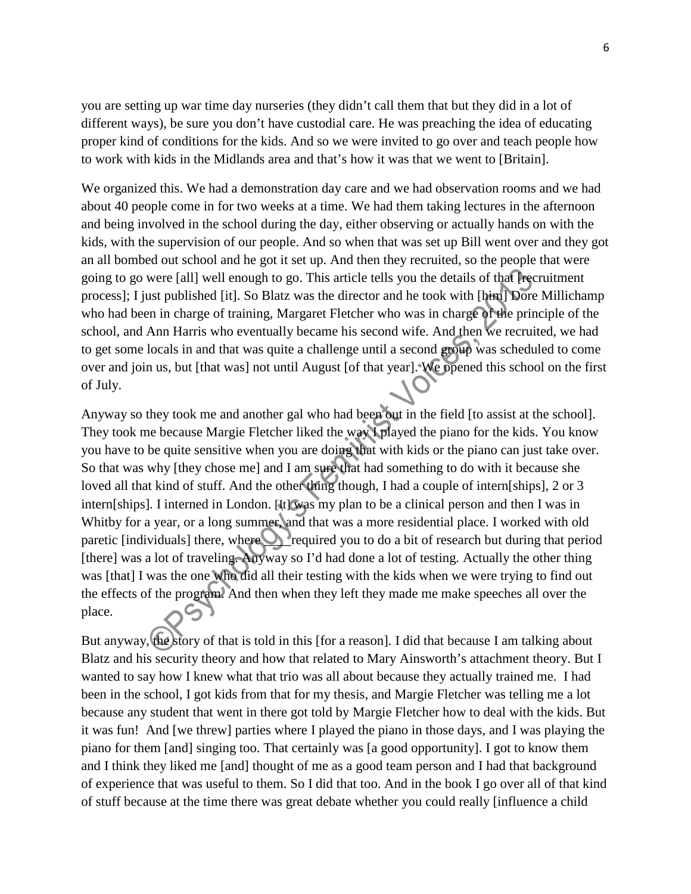you are setting up war time day nurseries (they didn't call them that but they did in a lot of different ways), be sure you don't have custodial care. He was preaching the idea of educating proper kind of conditions for the kids. And so we were invited to go over and teach people how to work with kids in the Midlands area and that's how it was that we went to [Britain].

We organized this. We had a demonstration day care and we had observation rooms and we had about 40 people come in for two weeks at a time. We had them taking lectures in the afternoon and being involved in the school during the day, either observing or actually hands on with the kids, with the supervision of our people. And so when that was set up Bill went over and they got an all bombed out school and he got it set up. And then they recruited, so the people that were going to go were [all] well enough to go. This article tells you the details of that [recruitment process]; I just published [it]. So Blatz was the director and he took with [him] Dore Millichamp who had been in charge of training, Margaret Fletcher who was in charge of the principle of the school, and Ann Harris who eventually became his second wife. And then we recruited, we had to get some locals in and that was quite a challenge until a second group was scheduled to come over and join us, but [that was] not until August [of that year]. We opened this school on the first of July.

Anyway so they took me and another gal who had been out in the field [to assist at the school]. They took me because Margie Fletcher liked the way I played the piano for the kids. You know you have to be quite sensitive when you are doing that with kids or the piano can just take over. So that was why [they chose me] and I am sure that had something to do with it because she loved all that kind of stuff. And the other thing though, I had a couple of intern[ships], 2 or 3 intern[ships]. I interned in London. [It] was my plan to be a clinical person and then I was in Whitby for a year, or a long summer, and that was a more residential place. I worked with old paretic [individuals] there, where ____ required you to do a bit of research but during that period [there] was a lot of traveling. Anyway so I'd had done a lot of testing. Actually the other thing was [that] I was the one who did all their testing with the kids when we were trying to find out the effects of the program. And then when they left they made me make speeches all over the place.

But anyway, the story of that is told in this [for a reason]. I did that because I am talking about Blatz and his security theory and how that related to Mary Ainsworth's attachment theory. But I wanted to say how I knew what that trio was all about because they actually trained me. I had been in the school, I got kids from that for my thesis, and Margie Fletcher was telling me a lot because any student that went in there got told by Margie Fletcher how to deal with the kids. But it was fun! And [we threw] parties where I played the piano in those days, and I was playing the piano for them [and] singing too. That certainly was [a good opportunity]. I got to know them and I think they liked me [and] thought of me as a good team person and I had that background of experience that was useful to them. So I did that too. And in the book I go over all of that kind of stuff because at the time there was great debate whether you could really [influence a child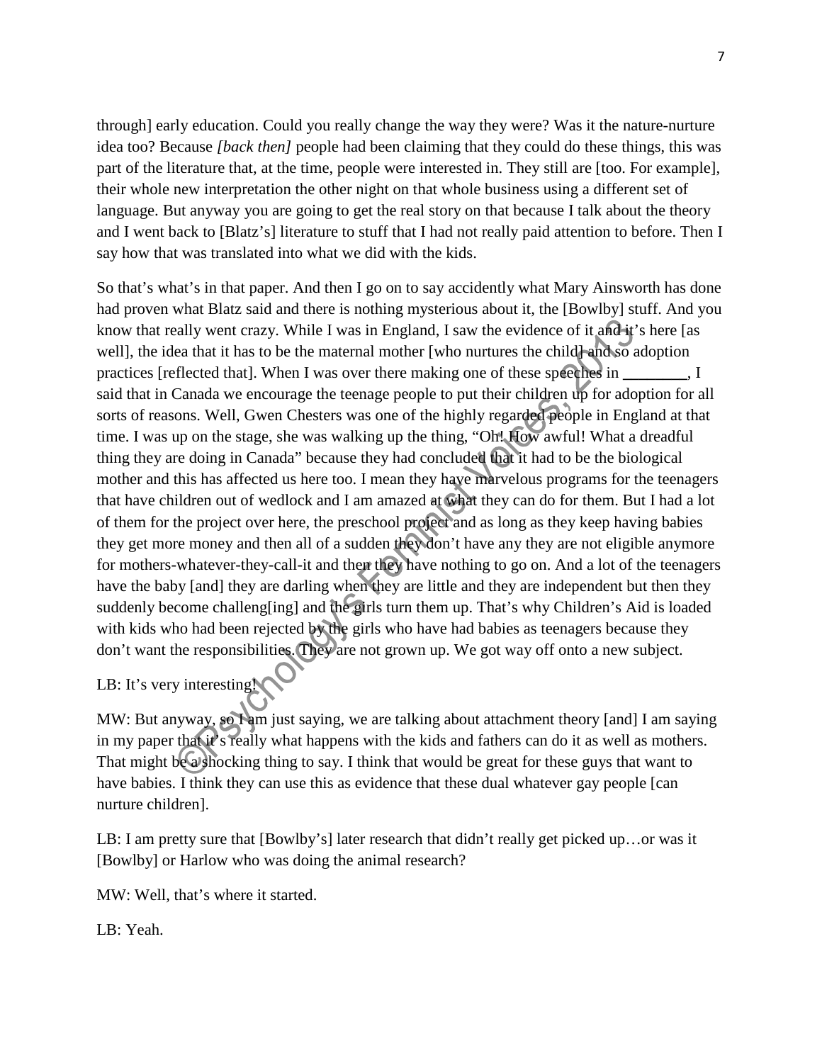through] early education. Could you really change the way they were? Was it the nature-nurture idea too? Because *[back then]* people had been claiming that they could do these things, this was part of the literature that, at the time, people were interested in. They still are [too. For example], their whole new interpretation the other night on that whole business using a different set of language. But anyway you are going to get the real story on that because I talk about the theory and I went back to [Blatz's] literature to stuff that I had not really paid attention to before. Then I say how that was translated into what we did with the kids.

So that's what's in that paper. And then I go on to say accidently what Mary Ainsworth has done had proven what Blatz said and there is nothing mysterious about it, the [Bowlby] stuff. And you know that really went crazy. While I was in England, I saw the evidence of it and it's here [as well], the idea that it has to be the maternal mother [who nurtures the child] and so adoption practices [reflected that]. When I was over there making one of these speeches in ________, I said that in Canada we encourage the teenage people to put their children up for adoption for all sorts of reasons. Well, Gwen Chesters was one of the highly regarded people in England at that time. I was up on the stage, she was walking up the thing, "Oh! How awful! What a dreadful thing they are doing in Canada" because they had concluded that it had to be the biological mother and this has affected us here too. I mean they have marvelous programs for the teenagers that have children out of wedlock and I am amazed at what they can do for them. But I had a lot of them for the project over here, the preschool project and as long as they keep having babies they get more money and then all of a sudden they don't have any they are not eligible anymore for mothers-whatever-they-call-it and then they have nothing to go on. And a lot of the teenagers have the baby [and] they are darling when they are little and they are independent but then they suddenly become challeng[ing] and the girls turn them up. That's why Children's Aid is loaded with kids who had been rejected by the girls who have had babies as teenagers because they don't want the responsibilities. They are not grown up. We got way off onto a new subject.

LB: It's very interesting!

MW: But anyway, so I am just saying, we are talking about attachment theory [and] I am saying in my paper that it's really what happens with the kids and fathers can do it as well as mothers. That might be a shocking thing to say. I think that would be great for these guys that want to have babies. I think they can use this as evidence that these dual whatever gay people [can nurture children].

LB: I am pretty sure that [Bowlby's] later research that didn't really get picked up…or was it [Bowlby] or Harlow who was doing the animal research?

MW: Well, that's where it started.

LB: Yeah.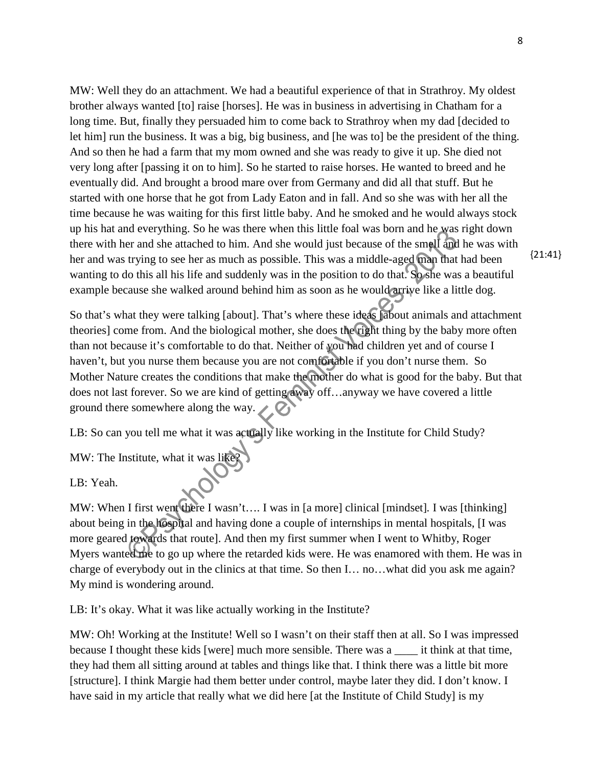MW: Well they do an attachment. We had a beautiful experience of that in Strathroy. My oldest brother always wanted [to] raise [horses]. He was in business in advertising in Chatham for a long time. But, finally they persuaded him to come back to Strathroy when my dad [decided to let him] run the business. It was a big, big business, and [he was to] be the president of the thing. And so then he had a farm that my mom owned and she was ready to give it up. She died not very long after [passing it on to him]. So he started to raise horses. He wanted to breed and he eventually did. And brought a brood mare over from Germany and did all that stuff. But he started with one horse that he got from Lady Eaton and in fall. And so she was with her all the time because he was waiting for this first little baby. And he smoked and he would always stock up his hat and everything. So he was there when this little foal was born and he was right down there with her and she attached to him. And she would just because of the smell and he was with her and was trying to see her as much as possible. This was a middle-aged man that had been wanting to do this all his life and suddenly was in the position to do that. So she was a beautiful example because she walked around behind him as soon as he would arrive like a little dog.

{21:41}

So that's what they were talking [about]. That's where these ideas [about animals and attachment theories] come from. And the biological mother, she does the right thing by the baby more often than not because it's comfortable to do that. Neither of you had children yet and of course I haven't, but you nurse them because you are not comfortable if you don't nurse them. So Mother Nature creates the conditions that make the mother do what is good for the baby. But that does not last forever. So we are kind of getting away off…anyway we have covered a little ground there somewhere along the way.

LB: So can you tell me what it was actually like working in the Institute for Child Study?

MW: The Institute, what it was like?

LB: Yeah.

MW: When I first went there I wasn't…. I was in [a more] clinical [mindset]. I was [thinking] about being in the hospital and having done a couple of internships in mental hospitals, [I was more geared towards that route]. And then my first summer when I went to Whitby, Roger Myers wanted me to go up where the retarded kids were. He was enamored with them. He was in charge of everybody out in the clinics at that time. So then I… no…what did you ask me again? My mind is wondering around.

LB: It's okay. What it was like actually working in the Institute?

MW: Oh! Working at the Institute! Well so I wasn't on their staff then at all. So I was impressed because I thought these kids [were] much more sensible. There was a ____ it think at that time, they had them all sitting around at tables and things like that. I think there was a little bit more [structure]. I think Margie had them better under control, maybe later they did. I don't know. I have said in my article that really what we did here [at the Institute of Child Study] is my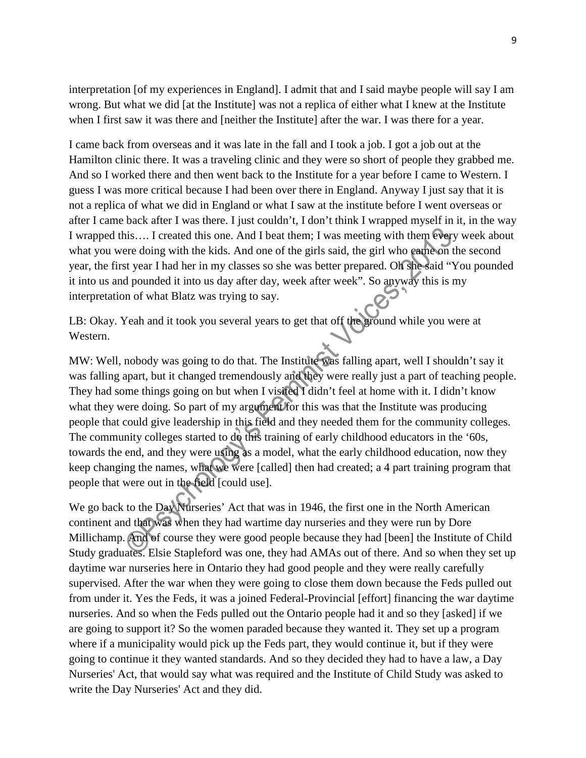interpretation [of my experiences in England]. I admit that and I said maybe people will say I am wrong. But what we did [at the Institute] was not a replica of either what I knew at the Institute when I first saw it was there and [neither the Institute] after the war. I was there for a year.

I came back from overseas and it was late in the fall and I took a job. I got a job out at the Hamilton clinic there. It was a traveling clinic and they were so short of people they grabbed me. And so I worked there and then went back to the Institute for a year before I came to Western. I guess I was more critical because I had been over there in England. Anyway I just say that it is not a replica of what we did in England or what I saw at the institute before I went overseas or after I came back after I was there. I just couldn't, I don't think I wrapped myself in it, in the way I wrapped this…. I created this one. And I beat them; I was meeting with them every week about what you were doing with the kids. And one of the girls said, the girl who came on the second year, the first year I had her in my classes so she was better prepared. Oh she said "You pounded it into us and pounded it into us day after day, week after week". So anyway this is my interpretation of what Blatz was trying to say.

LB: Okay. Yeah and it took you several years to get that off the ground while you were at Western.

MW: Well, nobody was going to do that. The Institute was falling apart, well I shouldn't say it was falling apart, but it changed tremendously and they were really just a part of teaching people. They had some things going on but when I visited I didn't feel at home with it. I didn't know what they were doing. So part of my argument for this was that the Institute was producing people that could give leadership in this field and they needed them for the community colleges. The community colleges started to do this training of early childhood educators in the '60s, towards the end, and they were using as a model, what the early childhood education, now they keep changing the names, what we were [called] then had created; a 4 part training program that people that were out in the field [could use].

We go back to the Day Nurseries' Act that was in 1946, the first one in the North American continent and that was when they had wartime day nurseries and they were run by Dore Millichamp. And of course they were good people because they had [been] the Institute of Child Study graduates. Elsie Stapleford was one, they had AMAs out of there. And so when they set up daytime war nurseries here in Ontario they had good people and they were really carefully supervised. After the war when they were going to close them down because the Feds pulled out from under it. Yes the Feds, it was a joined Federal-Provincial [effort] financing the war daytime nurseries. And so when the Feds pulled out the Ontario people had it and so they [asked] if we are going to support it? So the women paraded because they wanted it. They set up a program where if a municipality would pick up the Feds part, they would continue it, but if they were going to continue it they wanted standards. And so they decided they had to have a law, a Day Nurseries' Act, that would say what was required and the Institute of Child Study was asked to write the Day Nurseries' Act and they did.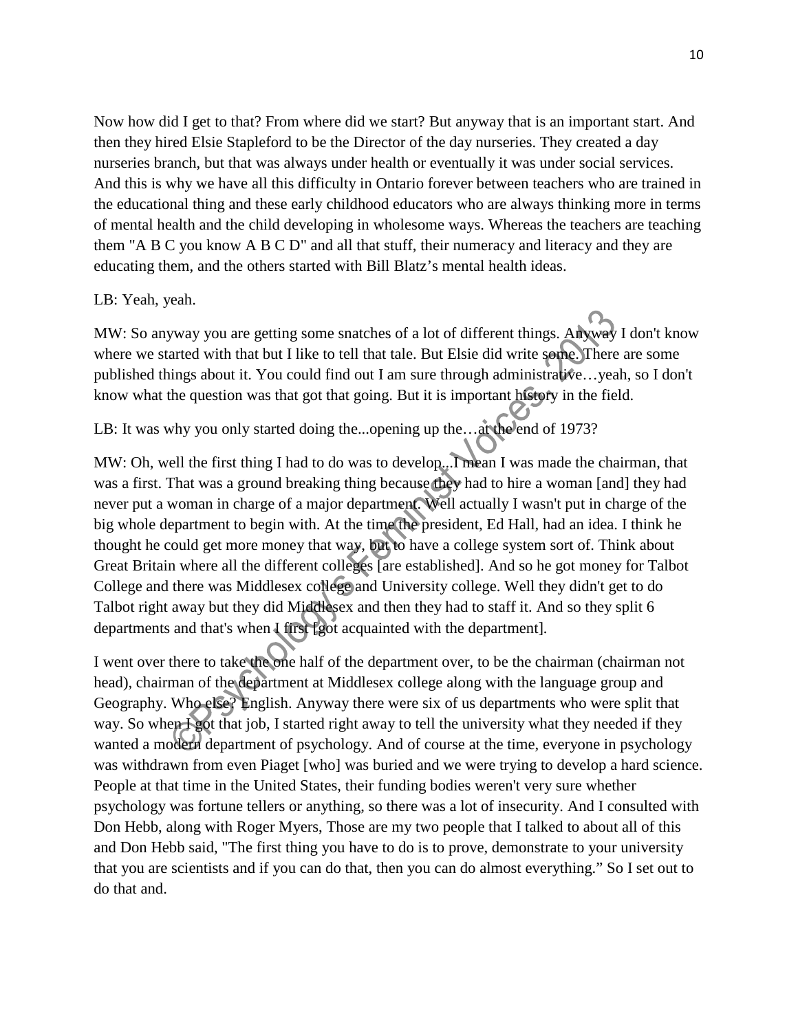Now how did I get to that? From where did we start? But anyway that is an important start. And then they hired Elsie Stapleford to be the Director of the day nurseries. They created a day nurseries branch, but that was always under health or eventually it was under social services. And this is why we have all this difficulty in Ontario forever between teachers who are trained in the educational thing and these early childhood educators who are always thinking more in terms of mental health and the child developing in wholesome ways. Whereas the teachers are teaching them "A B C you know A B C D" and all that stuff, their numeracy and literacy and they are educating them, and the others started with Bill Blatz's mental health ideas.

LB: Yeah, yeah.

MW: So anyway you are getting some snatches of a lot of different things. Anyway I don't know where we started with that but I like to tell that tale. But Elsie did write some. There are some published things about it. You could find out I am sure through administrative…yeah, so I don't know what the question was that got that going. But it is important history in the field.

LB: It was why you only started doing the...opening up the…at the end of 1973?

MW: Oh, well the first thing I had to do was to develop...I mean I was made the chairman, that was a first. That was a ground breaking thing because they had to hire a woman [and] they had never put a woman in charge of a major department. Well actually I wasn't put in charge of the big whole department to begin with. At the time the president, Ed Hall, had an idea. I think he thought he could get more money that way, but to have a college system sort of. Think about Great Britain where all the different colleges [are established]. And so he got money for Talbot College and there was Middlesex college and University college. Well they didn't get to do Talbot right away but they did Middlesex and then they had to staff it. And so they split 6 departments and that's when I first [got acquainted with the department].

I went over there to take the one half of the department over, to be the chairman (chairman not head), chairman of the department at Middlesex college along with the language group and Geography. Who else? English. Anyway there were six of us departments who were split that way. So when I got that job, I started right away to tell the university what they needed if they wanted a modern department of psychology. And of course at the time, everyone in psychology was withdrawn from even Piaget [who] was buried and we were trying to develop a hard science. People at that time in the United States, their funding bodies weren't very sure whether psychology was fortune tellers or anything, so there was a lot of insecurity. And I consulted with Don Hebb, along with Roger Myers, Those are my two people that I talked to about all of this and Don Hebb said, "The first thing you have to do is to prove, demonstrate to your university that you are scientists and if you can do that, then you can do almost everything." So I set out to do that and.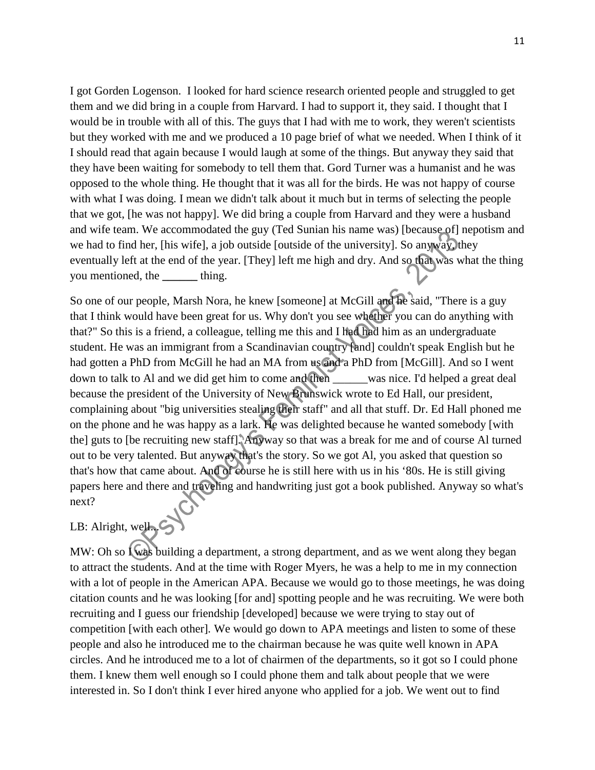I got Gorden Logenson. I looked for hard science research oriented people and struggled to get them and we did bring in a couple from Harvard. I had to support it, they said. I thought that I would be in trouble with all of this. The guys that I had with me to work, they weren't scientists but they worked with me and we produced a 10 page brief of what we needed. When I think of it I should read that again because I would laugh at some of the things. But anyway they said that they have been waiting for somebody to tell them that. Gord Turner was a humanist and he was opposed to the whole thing. He thought that it was all for the birds. He was not happy of course with what I was doing. I mean we didn't talk about it much but in terms of selecting the people that we got, [he was not happy]. We did bring a couple from Harvard and they were a husband and wife team. We accommodated the guy (Ted Sunian his name was) [because of] nepotism and we had to find her, [his wife], a job outside [outside of the university]. So anyway, they eventually left at the end of the year. [They] left me high and dry. And so that was what the thing you mentioned, the ______ thing.

So one of our people, Marsh Nora, he knew [someone] at McGill and he said, "There is a guy that I think would have been great for us. Why don't you see whether you can do anything with that?" So this is a friend, a colleague, telling me this and I had had him as an undergraduate student. He was an immigrant from a Scandinavian country [and] couldn't speak English but he had gotten a PhD from McGill he had an MA from us and a PhD from [McGill]. And so I went down to talk to Al and we did get him to come and then ______was nice. I'd helped a great deal because the president of the University of New Brunswick wrote to Ed Hall, our president, complaining about "big universities stealing their staff" and all that stuff. Dr. Ed Hall phoned me on the phone and he was happy as a lark. He was delighted because he wanted somebody [with the] guts to [be recruiting new staff]. Anyway so that was a break for me and of course Al turned out to be very talented. But anyway that's the story. So we got Al, you asked that question so that's how that came about. And of course he is still here with us in his '80s. He is still giving papers here and there and traveling and handwriting just got a book published. Anyway so what's next?

LB: Alright, well...

MW: Oh so I was building a department, a strong department, and as we went along they began to attract the students. And at the time with Roger Myers, he was a help to me in my connection with a lot of people in the American APA. Because we would go to those meetings, he was doing citation counts and he was looking [for and] spotting people and he was recruiting. We were both recruiting and I guess our friendship [developed] because we were trying to stay out of competition [with each other]. We would go down to APA meetings and listen to some of these people and also he introduced me to the chairman because he was quite well known in APA circles. And he introduced me to a lot of chairmen of the departments, so it got so I could phone them. I knew them well enough so I could phone them and talk about people that we were interested in. So I don't think I ever hired anyone who applied for a job. We went out to find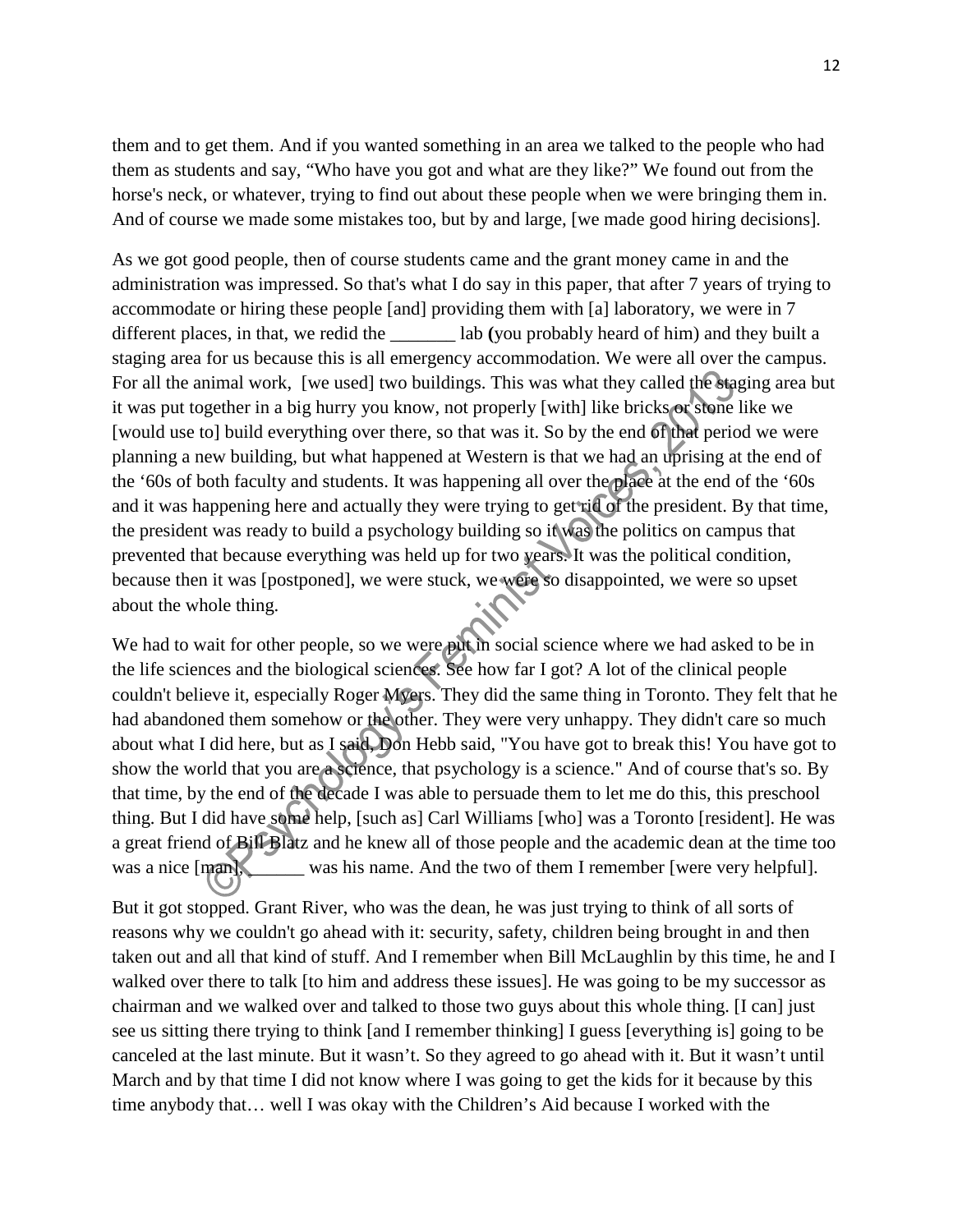them and to get them. And if you wanted something in an area we talked to the people who had them as students and say, "Who have you got and what are they like?" We found out from the horse's neck, or whatever, trying to find out about these people when we were bringing them in. And of course we made some mistakes too, but by and large, [we made good hiring decisions].

As we got good people, then of course students came and the grant money came in and the administration was impressed. So that's what I do say in this paper, that after 7 years of trying to accommodate or hiring these people [and] providing them with [a] laboratory, we were in 7 different places, in that, we redid the _______ lab (you probably heard of him) and they built a staging area for us because this is all emergency accommodation. We were all over the campus. For all the animal work, [we used] two buildings. This was what they called the staging area but it was put together in a big hurry you know, not properly [with] like bricks or stone like we [would use to] build everything over there, so that was it. So by the end of that period we were planning a new building, but what happened at Western is that we had an uprising at the end of the '60s of both faculty and students. It was happening all over the place at the end of the '60s and it was happening here and actually they were trying to get rid of the president. By that time, the president was ready to build a psychology building so it was the politics on campus that prevented that because everything was held up for two years. It was the political condition, because then it was [postponed], we were stuck, we were so disappointed, we were so upset about the whole thing.

We had to wait for other people, so we were put in social science where we had asked to be in the life sciences and the biological sciences. See how far I got? A lot of the clinical people couldn't believe it, especially Roger Myers. They did the same thing in Toronto. They felt that he had abandoned them somehow or the other. They were very unhappy. They didn't care so much about what I did here, but as I said, Don Hebb said, "You have got to break this! You have got to show the world that you are a science, that psychology is a science." And of course that's so. By that time, by the end of the decade I was able to persuade them to let me do this, this preschool thing. But I did have some help, [such as] Carl Williams [who] was a Toronto [resident]. He was a great friend of Bill Blatz and he knew all of those people and the academic dean at the time too was a nice [man], ______ was his name. And the two of them I remember [were very helpful].

But it got stopped. Grant River, who was the dean, he was just trying to think of all sorts of reasons why we couldn't go ahead with it: security, safety, children being brought in and then taken out and all that kind of stuff. And I remember when Bill McLaughlin by this time, he and I walked over there to talk [to him and address these issues]. He was going to be my successor as chairman and we walked over and talked to those two guys about this whole thing. [I can] just see us sitting there trying to think [and I remember thinking] I guess [everything is] going to be canceled at the last minute. But it wasn't. So they agreed to go ahead with it. But it wasn't until March and by that time I did not know where I was going to get the kids for it because by this time anybody that… well I was okay with the Children's Aid because I worked with the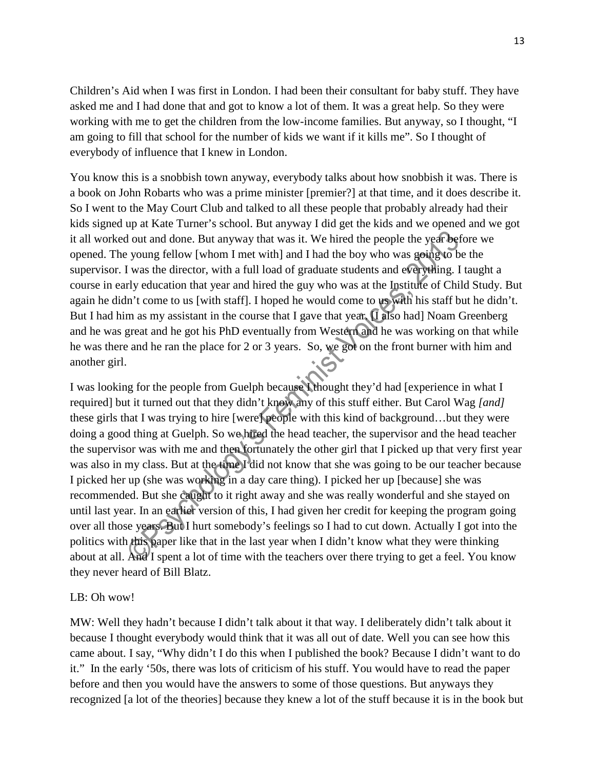Children's Aid when I was first in London. I had been their consultant for baby stuff. They have asked me and I had done that and got to know a lot of them. It was a great help. So they were working with me to get the children from the low-income families. But anyway, so I thought, "I am going to fill that school for the number of kids we want if it kills me". So I thought of everybody of influence that I knew in London.

You know this is a snobbish town anyway, everybody talks about how snobbish it was. There is a book on John Robarts who was a prime minister [premier?] at that time, and it does describe it. So I went to the May Court Club and talked to all these people that probably already had their kids signed up at Kate Turner's school. But anyway I did get the kids and we opened and we got it all worked out and done. But anyway that was it. We hired the people the year before we opened. The young fellow [whom I met with] and I had the boy who was going to be the supervisor. I was the director, with a full load of graduate students and everything. I taught a course in early education that year and hired the guy who was at the Institute of Child Study. But again he didn't come to us [with staff]. I hoped he would come to us with his staff but he didn't. But I had him as my assistant in the course that I gave that year. [I also had] Noam Greenberg and he was great and he got his PhD eventually from Western and he was working on that while he was there and he ran the place for 2 or 3 years. So, we got on the front burner with him and another girl.

I was looking for the people from Guelph because I thought they'd had [experience in what I required] but it turned out that they didn't know any of this stuff either. But Carol Wag *[and]* these girls that I was trying to hire [were] people with this kind of background…but they were doing a good thing at Guelph. So we hired the head teacher, the supervisor and the head teacher the supervisor was with me and then fortunately the other girl that I picked up that very first year was also in my class. But at the time I did not know that she was going to be our teacher because I picked her up (she was working in a day care thing). I picked her up [because] she was recommended. But she caught to it right away and she was really wonderful and she stayed on until last year. In an earlier version of this, I had given her credit for keeping the program going over all those years. But I hurt somebody's feelings so I had to cut down. Actually I got into the politics with this paper like that in the last year when I didn't know what they were thinking about at all. And I spent a lot of time with the teachers over there trying to get a feel. You know they never heard of Bill Blatz.

LB: Oh wow!

MW: Well they hadn't because I didn't talk about it that way. I deliberately didn't talk about it because I thought everybody would think that it was all out of date. Well you can see how this came about. I say, "Why didn't I do this when I published the book? Because I didn't want to do it." In the early '50s, there was lots of criticism of his stuff. You would have to read the paper before and then you would have the answers to some of those questions. But anyways they recognized [a lot of the theories] because they knew a lot of the stuff because it is in the book but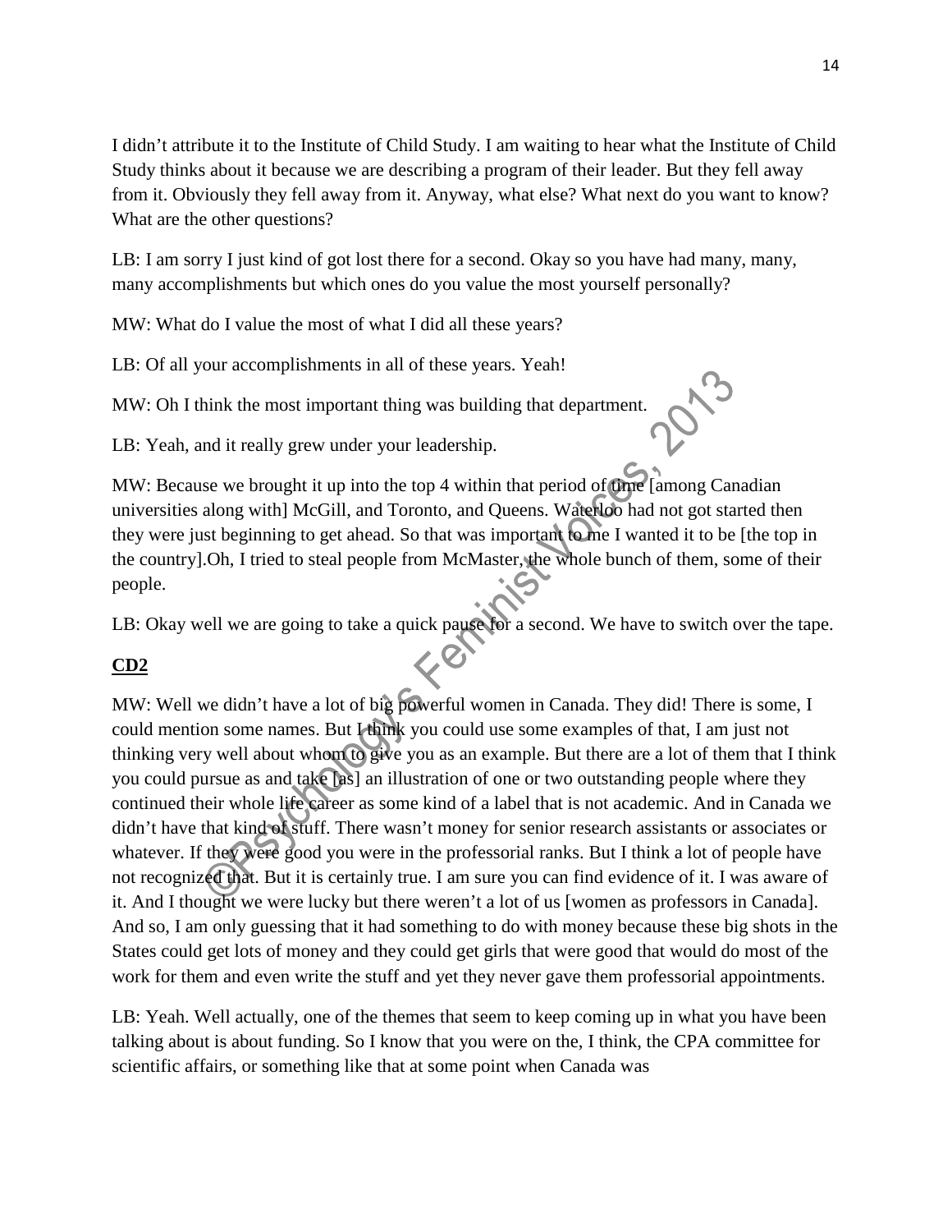I didn't attribute it to the Institute of Child Study. I am waiting to hear what the Institute of Child Study thinks about it because we are describing a program of their leader. But they fell away from it. Obviously they fell away from it. Anyway, what else? What next do you want to know? What are the other questions?

LB: I am sorry I just kind of got lost there for a second. Okay so you have had many, many, many accomplishments but which ones do you value the most yourself personally?

MW: What do I value the most of what I did all these years?

LB: Of all your accomplishments in all of these years. Yeah!

MW: Oh I think the most important thing was building that department.

LB: Yeah, and it really grew under your leadership.

MW: Because we brought it up into the top 4 within that period of time [among Canadian universities along with] McGill, and Toronto, and Queens. Waterloo had not got started then they were just beginning to get ahead. So that was important to me I wanted it to be [the top in the country].Oh, I tried to steal people from McMaster, the whole bunch of them, some of their people.

LB: Okay well we are going to take a quick pause for a second. We have to switch over the tape.

**CD2**

MW: Well we didn't have a lot of big powerful women in Canada. They did! There is some, I could mention some names. But I think you could use some examples of that, I am just not thinking very well about whom to give you as an example. But there are a lot of them that I think you could pursue as and take [as] an illustration of one or two outstanding people where they continued their whole life career as some kind of a label that is not academic. And in Canada we didn't have that kind of stuff. There wasn't money for senior research assistants or associates or whatever. If they were good you were in the professorial ranks. But I think a lot of people have not recognized that. But it is certainly true. I am sure you can find evidence of it. I was aware of it. And I thought we were lucky but there weren't a lot of us [women as professors in Canada]. And so, I am only guessing that it had something to do with money because these big shots in the States could get lots of money and they could get girls that were good that would do most of the work for them and even write the stuff and yet they never gave them professorial appointments.

LB: Yeah. Well actually, one of the themes that seem to keep coming up in what you have been talking about is about funding. So I know that you were on the, I think, the CPA committee for scientific affairs, or something like that at some point when Canada was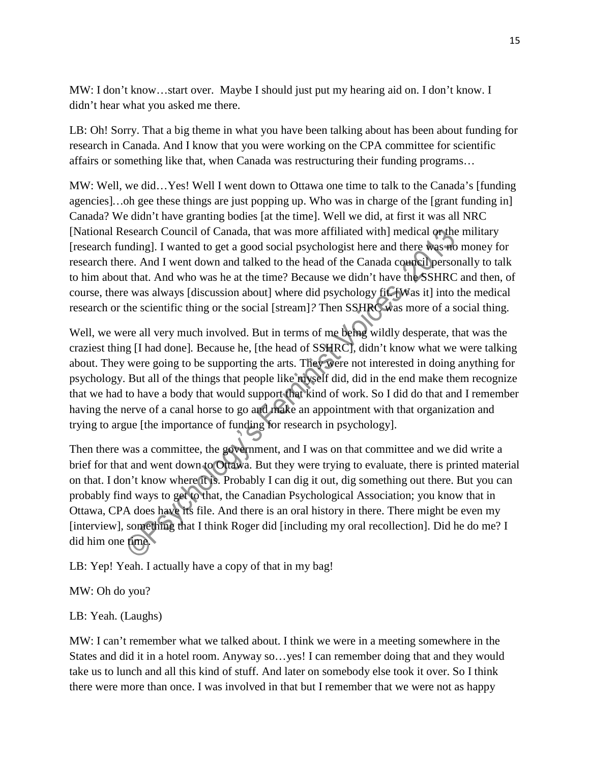MW: I don't know…start over. Maybe I should just put my hearing aid on. I don't know. I didn't hear what you asked me there.

LB: Oh! Sorry. That a big theme in what you have been talking about has been about funding for research in Canada. And I know that you were working on the CPA committee for scientific affairs or something like that, when Canada was restructuring their funding programs…

MW: Well, we did…Yes! Well I went down to Ottawa one time to talk to the Canada's [funding agencies]…oh gee these things are just popping up. Who was in charge of the [grant funding in] Canada? We didn't have granting bodies [at the time]. Well we did, at first it was all NRC [National Research Council of Canada, that was more affiliated with] medical or the military [research funding]. I wanted to get a good social psychologist here and there was no money for research there. And I went down and talked to the head of the Canada council personally to talk to him about that. And who was he at the time? Because we didn't have the SSHRC and then, of course, there was always [discussion about] where did psychology fit. [Was it] into the medical research or the scientific thing or the social [stream]? Then SSHRC was more of a social thing.

Well, we were all very much involved. But in terms of me being wildly desperate, that was the craziest thing [I had done]. Because he, [the head of SSHRC], didn't know what we were talking about. They were going to be supporting the arts. They were not interested in doing anything for psychology. But all of the things that people like myself did, did in the end make them recognize that we had to have a body that would support that kind of work. So I did do that and I remember having the nerve of a canal horse to go and make an appointment with that organization and trying to argue [the importance of funding for research in psychology].

Then there was a committee, the government, and I was on that committee and we did write a brief for that and went down to Ottawa. But they were trying to evaluate, there is printed material on that. I don't know where it is. Probably I can dig it out, dig something out there. But you can probably find ways to get to that, the Canadian Psychological Association; you know that in Ottawa, CPA does have its file. And there is an oral history in there. There might be even my [interview], something that I think Roger did [including my oral recollection]. Did he do me? I did him one time.

LB: Yep! Yeah. I actually have a copy of that in my bag!

MW: Oh do you?

LB: Yeah. (Laughs)

MW: I can't remember what we talked about. I think we were in a meeting somewhere in the States and did it in a hotel room. Anyway so…yes! I can remember doing that and they would take us to lunch and all this kind of stuff. And later on somebody else took it over. So I think there were more than once. I was involved in that but I remember that we were not as happy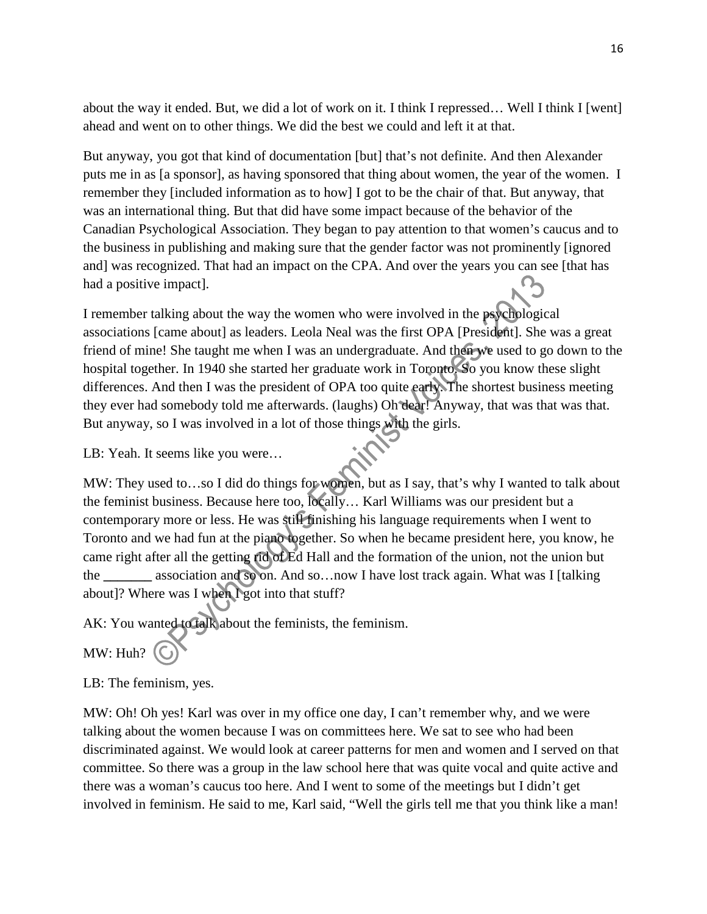about the way it ended. But, we did a lot of work on it. I think I repressed… Well I think I [went] ahead and went on to other things. We did the best we could and left it at that.

But anyway, you got that kind of documentation [but] that's not definite. And then Alexander puts me in as [a sponsor], as having sponsored that thing about women, the year of the women. I remember they [included information as to how] I got to be the chair of that. But anyway, that was an international thing. But that did have some impact because of the behavior of the Canadian Psychological Association. They began to pay attention to that women's caucus and to the business in publishing and making sure that the gender factor was not prominently [ignored and] was recognized. That had an impact on the CPA. And over the years you can see [that has had a positive impact].

I remember talking about the way the women who were involved in the psychological associations [came about] as leaders. Leola Neal was the first OPA [President]. She was a great friend of mine! She taught me when I was an undergraduate. And then we used to go down to the hospital together. In 1940 she started her graduate work in Toronto. So you know these slight differences. And then I was the president of OPA too quite early. The shortest business meeting they ever had somebody told me afterwards. (laughs) Oh dear! Anyway, that was that was that. But anyway, so I was involved in a lot of those things with the girls.

LB: Yeah. It seems like you were…

MW: They used to…so I did do things for women, but as I say, that's why I wanted to talk about the feminist business. Because here too, locally… Karl Williams was our president but a contemporary more or less. He was still finishing his language requirements when I went to Toronto and we had fun at the piano together. So when he became president here, you know, he came right after all the getting rid of Ed Hall and the formation of the union, not the union but the _______ association and so on. And so…now I have lost track again. What was I [talking about]? Where was I when I got into that stuff?

AK: You wanted to talk about the feminists, the feminism.

MW: Huh?

LB: The feminism, yes.

MW: Oh! Oh yes! Karl was over in my office one day, I can't remember why, and we were talking about the women because I was on committees here. We sat to see who had been discriminated against. We would look at career patterns for men and women and I served on that committee. So there was a group in the law school here that was quite vocal and quite active and there was a woman's caucus too here. And I went to some of the meetings but I didn't get involved in feminism. He said to me, Karl said, "Well the girls tell me that you think like a man!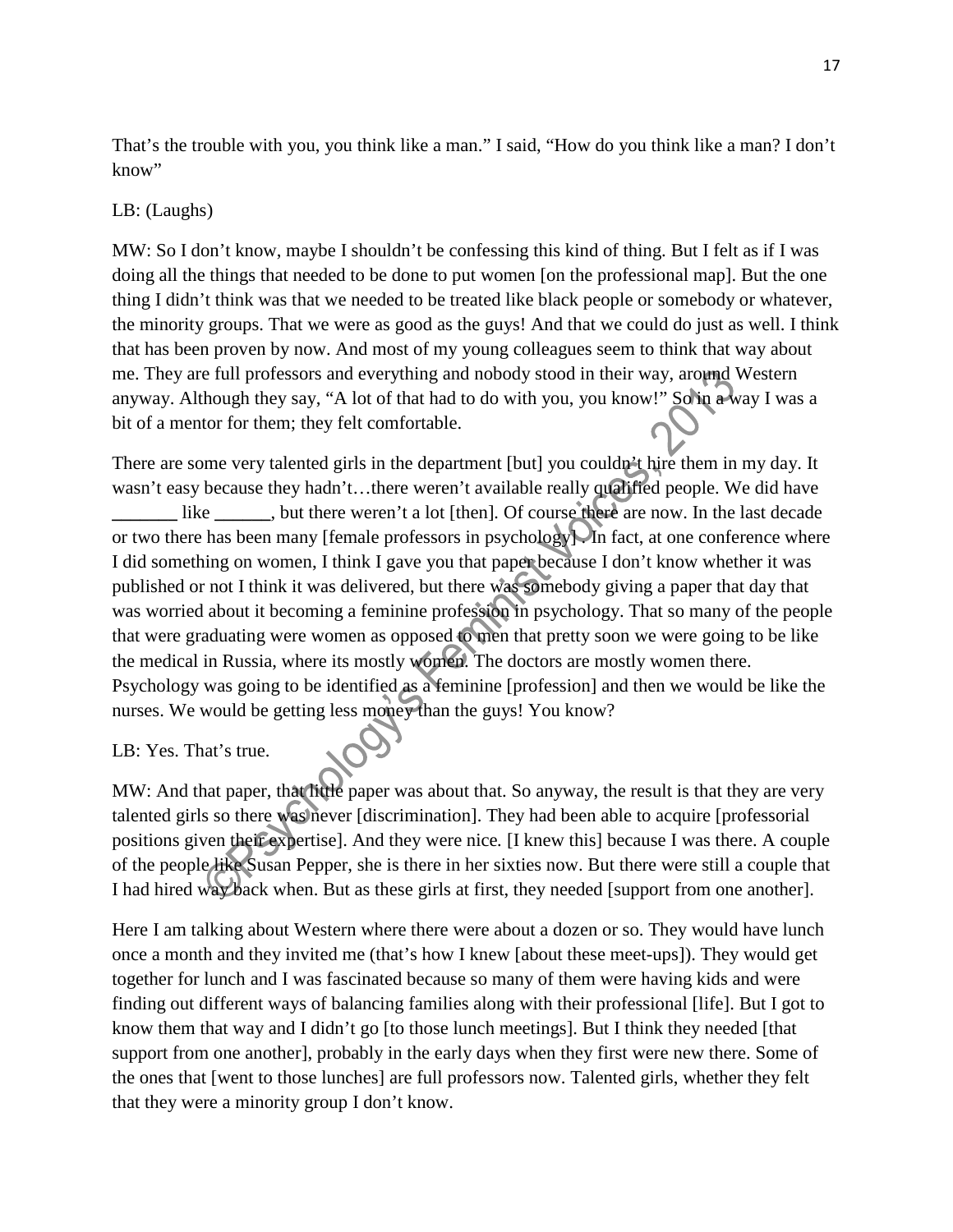That's the trouble with you, you think like a man." I said, "How do you think like a man? I don't know"

LB: (Laughs)

MW: So I don't know, maybe I shouldn't be confessing this kind of thing. But I felt as if I was doing all the things that needed to be done to put women [on the professional map]. But the one thing I didn't think was that we needed to be treated like black people or somebody or whatever, the minority groups. That we were as good as the guys! And that we could do just as well. I think that has been proven by now. And most of my young colleagues seem to think that way about me. They are full professors and everything and nobody stood in their way, around Western anyway. Although they say, "A lot of that had to do with you, you know!" So in a way I was a bit of a mentor for them; they felt comfortable.

There are some very talented girls in the department [but] you couldn't hire them in my day. It wasn't easy because they hadn't…there weren't available really qualified people. We did have _______ like ______, but there weren't a lot [then]. Of course there are now. In the last decade or two there has been many [female professors in psychology]. In fact, at one conference where I did something on women, I think I gave you that paper because I don't know whether it was published or not I think it was delivered, but there was somebody giving a paper that day that was worried about it becoming a feminine profession in psychology. That so many of the people that were graduating were women as opposed to men that pretty soon we were going to be like the medical in Russia, where its mostly women. The doctors are mostly women there. Psychology was going to be identified as a feminine [profession] and then we would be like the nurses. We would be getting less money than the guys! You know?

LB: Yes. That's true.

MW: And that paper, that little paper was about that. So anyway, the result is that they are very talented girls so there was never [discrimination]. They had been able to acquire [professorial positions given their expertise]. And they were nice. [I knew this] because I was there. A couple of the people like Susan Pepper, she is there in her sixties now. But there were still a couple that I had hired way back when. But as these girls at first, they needed [support from one another].

Here I am talking about Western where there were about a dozen or so. They would have lunch once a month and they invited me (that's how I knew [about these meet-ups]). They would get together for lunch and I was fascinated because so many of them were having kids and were finding out different ways of balancing families along with their professional [life]. But I got to know them that way and I didn't go [to those lunch meetings]. But I think they needed [that support from one another], probably in the early days when they first were new there. Some of the ones that [went to those lunches] are full professors now. Talented girls, whether they felt that they were a minority group I don't know.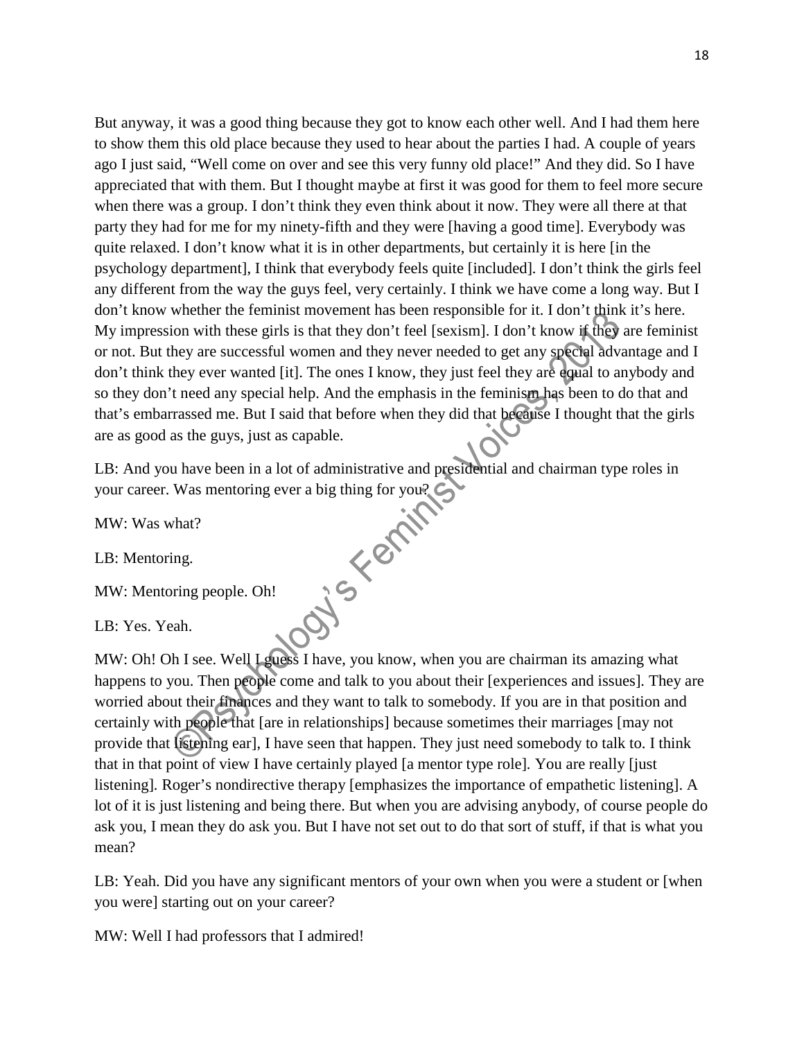But anyway, it was a good thing because they got to know each other well. And I had them here to show them this old place because they used to hear about the parties I had. A couple of years ago I just said, "Well come on over and see this very funny old place!" And they did. So I have appreciated that with them. But I thought maybe at first it was good for them to feel more secure when there was a group. I don't think they even think about it now. They were all there at that party they had for me for my ninety-fifth and they were [having a good time]. Everybody was quite relaxed. I don't know what it is in other departments, but certainly it is here [in the psychology department], I think that everybody feels quite [included]. I don't think the girls feel any different from the way the guys feel, very certainly. I think we have come a long way. But I don't know whether the feminist movement has been responsible for it. I don't think it's here. My impression with these girls is that they don't feel [sexism]. I don't know if they are feminist or not. But they are successful women and they never needed to get any special advantage and I don't think they ever wanted [it]. The ones I know, they just feel they are equal to anybody and so they don't need any special help. And the emphasis in the feminism has been to do that and that's embarrassed me. But I said that before when they did that because I thought that the girls are as good as the guys, just as capable.

LB: And you have been in a lot of administrative and presidential and chairman type roles in your career. Was mentoring ever a big thing for you?

MW: Was what?

LB: Mentoring.

MW: Mentoring people. Oh!

LB: Yes. Yeah.

MW: Oh! Oh I see. Well I guess I have, you know, when you are chairman its amazing what happens to you. Then people come and talk to you about their [experiences and issues]. They are worried about their finances and they want to talk to somebody. If you are in that position and certainly with people that [are in relationships] because sometimes their marriages [may not provide that listening ear], I have seen that happen. They just need somebody to talk to. I think that in that point of view I have certainly played [a mentor type role]. You are really [just listening]. Roger's nondirective therapy [emphasizes the importance of empathetic listening]. A lot of it is just listening and being there. But when you are advising anybody, of course people do ask you, I mean they do ask you. But I have not set out to do that sort of stuff, if that is what you mean?

LB: Yeah. Did you have any significant mentors of your own when you were a student or [when you were] starting out on your career?

MW: Well I had professors that I admired!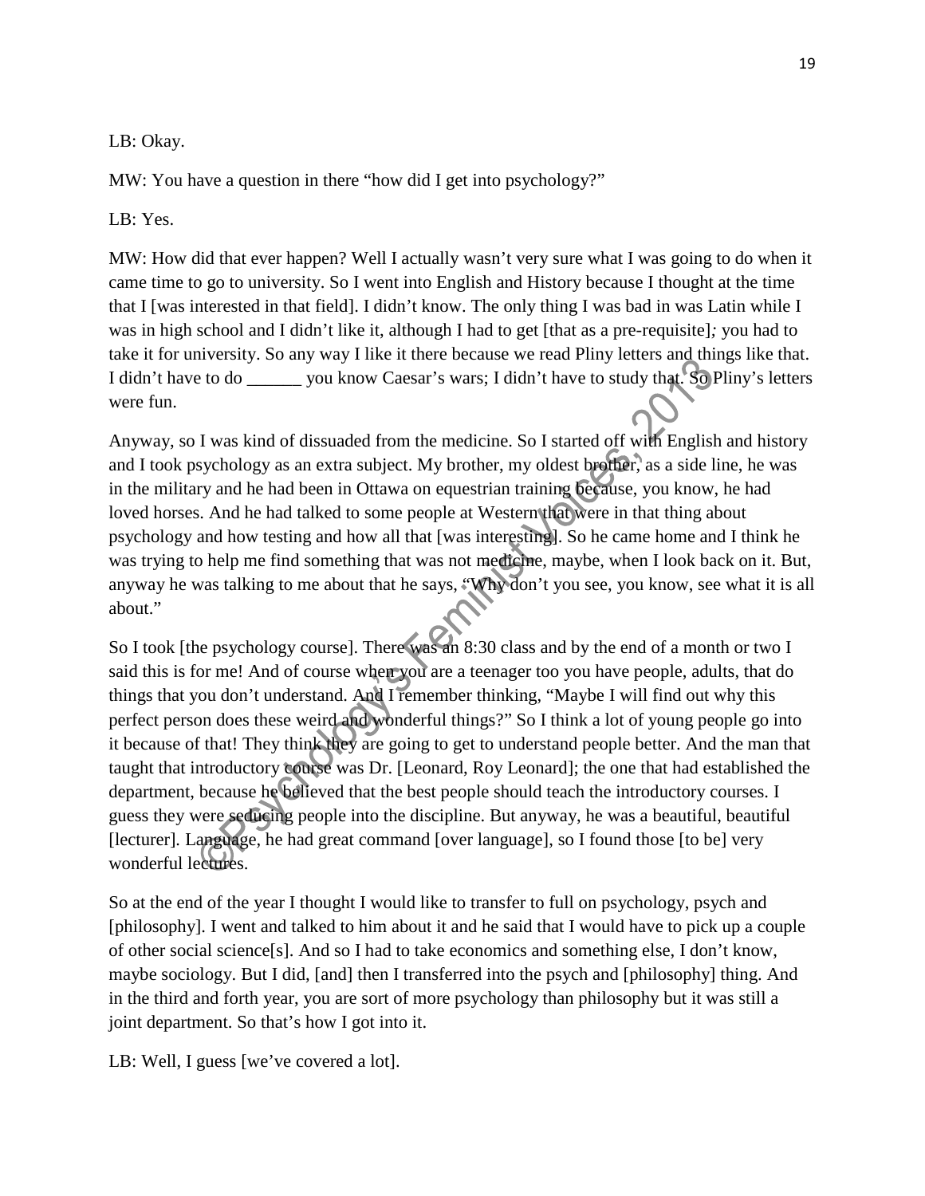LB: Okay.

MW: You have a question in there "how did I get into psychology?"

LB: Yes.

MW: How did that ever happen? Well I actually wasn't very sure what I was going to do when it came time to go to university. So I went into English and History because I thought at the time that I [was interested in that field]. I didn't know. The only thing I was bad in was Latin while I was in high school and I didn't like it, although I had to get [that as a pre-requisite]*;* you had to take it for university. So any way I like it there because we read Pliny letters and things like that. I didn't have to do ______ you know Caesar's wars; I didn't have to study that. So Pliny's letters were fun.

Anyway, so I was kind of dissuaded from the medicine. So I started off with English and history and I took psychology as an extra subject. My brother, my oldest brother, as a side line, he was in the military and he had been in Ottawa on equestrian training because, you know, he had loved horses. And he had talked to some people at Western that were in that thing about psychology and how testing and how all that [was interesting]. So he came home and I think he was trying to help me find something that was not medicine, maybe, when I look back on it. But, anyway he was talking to me about that he says, "Why don't you see, you know, see what it is all about."

So I took [the psychology course]. There was an 8:30 class and by the end of a month or two I said this is for me! And of course when you are a teenager too you have people, adults, that do things that you don't understand. And I remember thinking, "Maybe I will find out why this perfect person does these weird and wonderful things?" So I think a lot of young people go into it because of that! They think they are going to get to understand people better. And the man that taught that introductory course was Dr. [Leonard, Roy Leonard]; the one that had established the department, because he believed that the best people should teach the introductory courses. I guess they were seducing people into the discipline. But anyway, he was a beautiful, beautiful [lecturer]. Language, he had great command [over language], so I found those [to be] very wonderful lectures.

So at the end of the year I thought I would like to transfer to full on psychology, psych and [philosophy]. I went and talked to him about it and he said that I would have to pick up a couple of other social science[s]. And so I had to take economics and something else, I don't know, maybe sociology. But I did, [and] then I transferred into the psych and [philosophy] thing. And in the third and forth year, you are sort of more psychology than philosophy but it was still a joint department. So that's how I got into it.

LB: Well, I guess [we've covered a lot].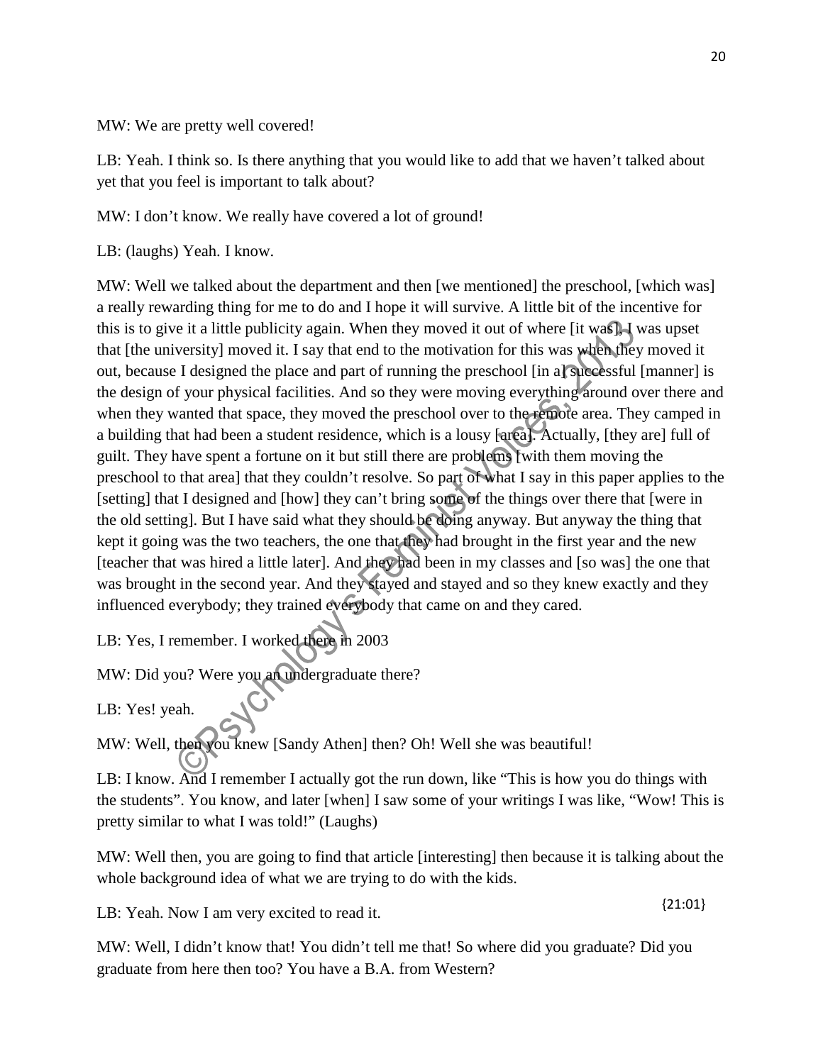MW: We are pretty well covered!

LB: Yeah. I think so. Is there anything that you would like to add that we haven't talked about yet that you feel is important to talk about?

MW: I don't know. We really have covered a lot of ground!

LB: (laughs) Yeah. I know.

MW: Well we talked about the department and then [we mentioned] the preschool, [which was] a really rewarding thing for me to do and I hope it will survive. A little bit of the incentive for this is to give it a little publicity again. When they moved it out of where [it was], I was upset that [the university] moved it. I say that end to the motivation for this was when they moved it out, because I designed the place and part of running the preschool [in a] successful [manner] is the design of your physical facilities. And so they were moving everything around over there and when they wanted that space, they moved the preschool over to the remote area. They camped in a building that had been a student residence, which is a lousy [area]. Actually, [they are] full of guilt. They have spent a fortune on it but still there are problems [with them moving the preschool to that area] that they couldn't resolve. So part of what I say in this paper applies to the [setting] that I designed and [how] they can't bring some of the things over there that [were in the old setting]. But I have said what they should be doing anyway. But anyway the thing that kept it going was the two teachers, the one that they had brought in the first year and the new [teacher that was hired a little later]. And they had been in my classes and [so was] the one that was brought in the second year. And they stayed and stayed and so they knew exactly and they influenced everybody; they trained everybody that came on and they cared.

LB: Yes, I remember. I worked there in 2003

MW: Did you? Were you an undergraduate there?

LB: Yes! yeah.

MW: Well, then you knew [Sandy Athen] then? Oh! Well she was beautiful!

LB: I know. And I remember I actually got the run down, like "This is how you do things with the students". You know, and later [when] I saw some of your writings I was like, "Wow! This is pretty similar to what I was told!" (Laughs)

MW: Well then, you are going to find that article [interesting] then because it is talking about the whole background idea of what we are trying to do with the kids.

{21:01}

LB: Yeah. Now I am very excited to read it.

MW: Well, I didn't know that! You didn't tell me that! So where did you graduate? Did you graduate from here then too? You have a B.A. from Western?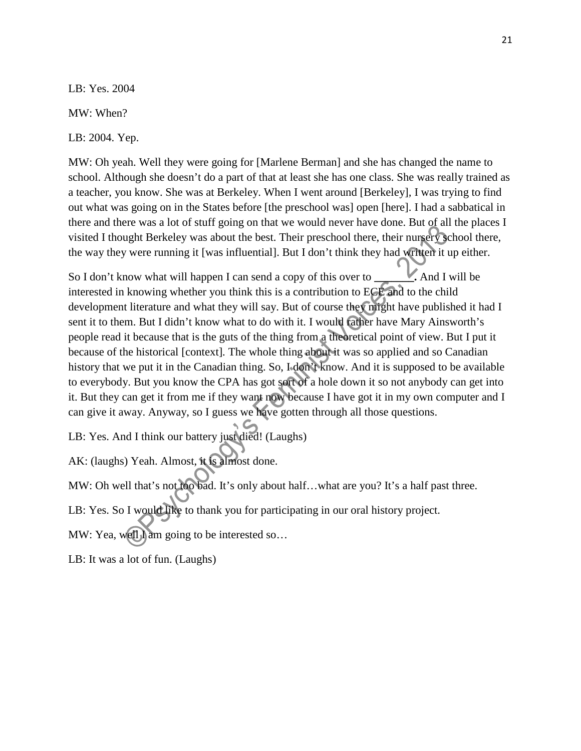LB: Yes. 2004

MW: When?

LB: 2004. Yep.

MW: Oh yeah. Well they were going for [Marlene Berman] and she has changed the name to school. Although she doesn't do a part of that at least she has one class. She was really trained as a teacher, you know. She was at Berkeley. When I went around [Berkeley], I was trying to find out what was going on in the States before [the preschool was] open [here]. I had a sabbatical in there and there was a lot of stuff going on that we would never have done. But of all the places I visited I thought Berkeley was about the best. Their preschool there, their nursery school there, the way they were running it [was influential]. But I don't think they had written it up either.

So I don't know what will happen I can send a copy of this over to _______**.** And I will be interested in knowing whether you think this is a contribution to ECE and to the child development literature and what they will say. But of course they might have published it had I sent it to them. But I didn't know what to do with it. I would rather have Mary Ainsworth's people read it because that is the guts of the thing from a theoretical point of view. But I put it because of the historical [context]. The whole thing about it was so applied and so Canadian history that we put it in the Canadian thing. So, I don't know. And it is supposed to be available to everybody. But you know the CPA has got sort of a hole down it so not anybody can get into it. But they can get it from me if they want now because I have got it in my own computer and I can give it away. Anyway, so I guess we have gotten through all those questions.

LB: Yes. And I think our battery just died! (Laughs)

AK: (laughs) Yeah. Almost, it is almost done.

MW: Oh well that's not too bad. It's only about half…what are you? It's a half past three.

LB: Yes. So I would like to thank you for participating in our oral history project.

MW: Yea, well I am going to be interested so…

LB: It was a lot of fun. (Laughs)